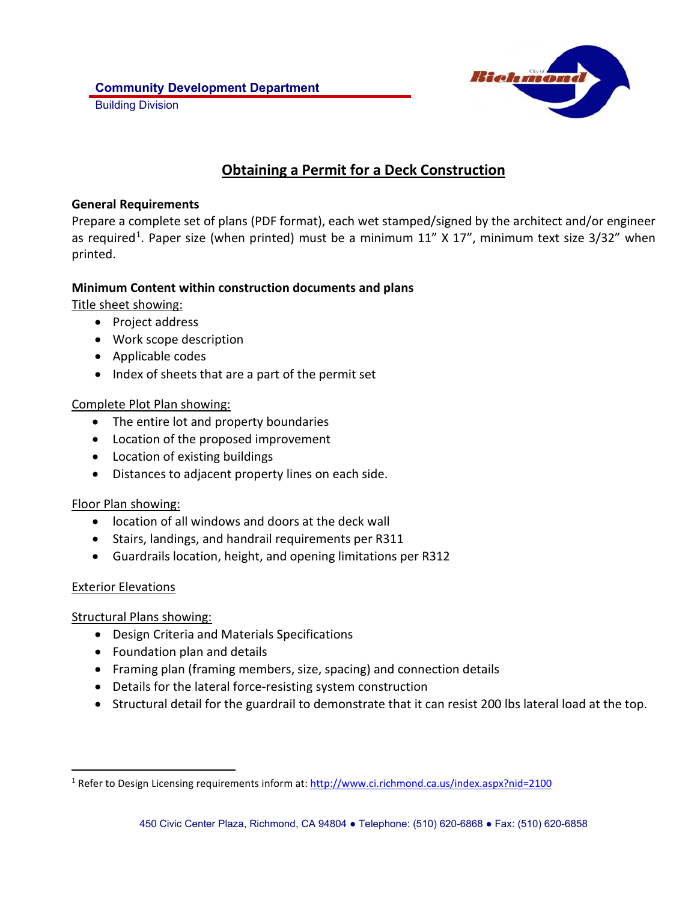**Community Development Department**
Building Division

# Obtaining a Permit for a Deck Construction

## General Requirements

Prepare a complete set of plans (PDF format), each wet stamped/signed by the architect and/or engineer as required[1]. Paper size (when printed) must be a minimum 11" X 17", minimum text size 3/32" when printed.

## Minimum Content within construction documents and plans

Title sheet showing:

- Project address
- Work scope description
- Applicable codes
- Index of sheets that are a part of the permit set

Complete Plot Plan showing:

- The entire lot and property boundaries
- Location of the proposed improvement
- Location of existing buildings
- Distances to adjacent property lines on each side.

Floor Plan showing:

- location of all windows and doors at the deck wall
- Stairs, landings, and handrail requirements per R311
- Guardrails location, height, and opening limitations per R312

Exterior Elevations

Structural Plans showing:

- Design Criteria and Materials Specifications
- Foundation plan and details
- Framing plan (framing members, size, spacing) and connection details
- Details for the lateral force-resisting system construction
- Structural detail for the guardrail to demonstrate that it can resist 200 lbs lateral load at the top.

---

[1] Refer to Design Licensing requirements inform at: http://www.ci.richmond.ca.us/index.aspx?nid=2100

450 Civic Center Plaza, Richmond, CA 94804 ● Telephone: (510) 620-6868 ● Fax: (510) 620-6858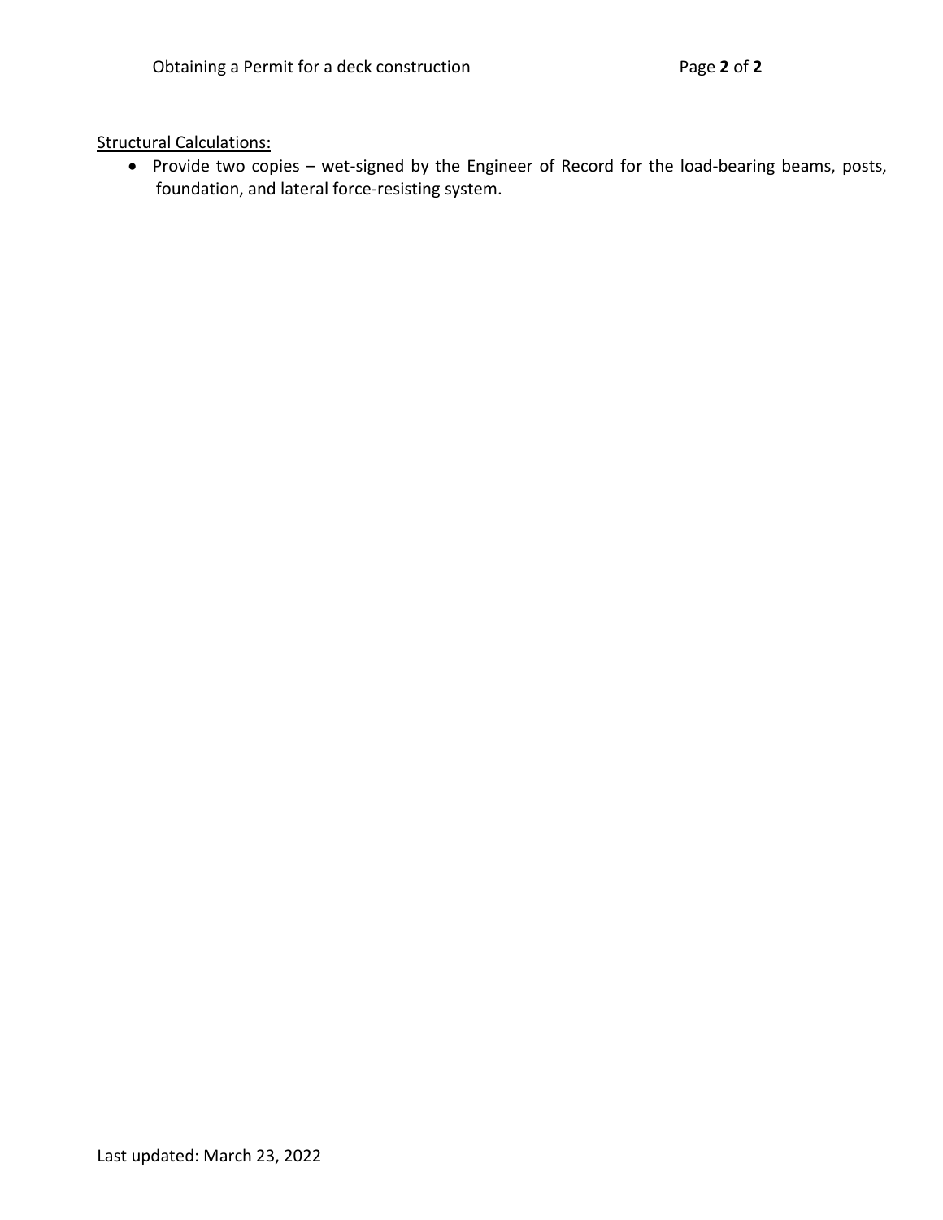<u>Structural Calculations:</u>

- Provide two copies – wet-signed by the Engineer of Record for the load-bearing beams, posts, foundation, and lateral force-resisting system.

Last updated: March 23, 2022